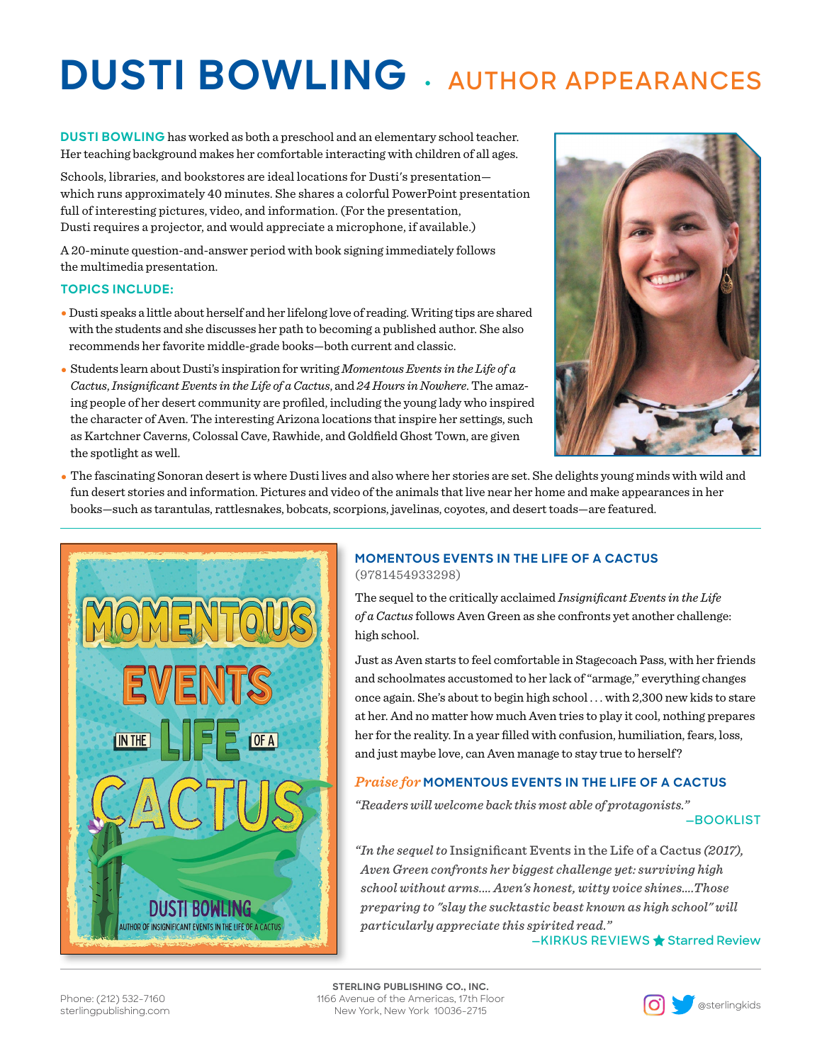# DUSTI BOWLING • AUTHOR APPEARANCES

**DUSTI BOWLING** has worked as both a preschool and an elementary school teacher. Her teaching background makes her comfortable interacting with children of all ages.

Schools, libraries, and bookstores are ideal locations for Dusti's presentation—which runs approximately 40 minutes. She shares a colorful PowerPoint presentation full of interesting pictures, video, and information. (For the presentation, Dusti requires a projector, and would appreciate a microphone, if available.)

A 20-minute question-and-answer period with book signing immediately follows the multimedia presentation.

**TOPICS INCLUDE:**

- Dusti speaks a little about herself and her lifelong love of reading. Writing tips are shared with the students and she discusses her path to becoming a published author. She also recommends her favorite middle-grade books—both current and classic.
- Students learn about Dusti's inspiration for writing *Momentous Events in the Life of a Cactus*, *Insignificant Events in the Life of a Cactus*, and *24 Hours in Nowhere*. The amazing people of her desert community are profiled, including the young lady who inspired the character of Aven. The interesting Arizona locations that inspire her settings, such as Kartchner Caverns, Colossal Cave, Rawhide, and Goldfield Ghost Town, are given the spotlight as well.
- The fascinating Sonoran desert is where Dusti lives and also where her stories are set. She delights young minds with wild and fun desert stories and information. Pictures and video of the animals that live near her home and make appearances in her books—such as tarantulas, rattlesnakes, bobcats, scorpions, javelinas, coyotes, and desert toads—are featured.

---

## MOMENTOUS EVENTS IN THE LIFE OF A CACTUS

(9781454933298)

The sequel to the critically acclaimed *Insignificant Events in the Life of a Cactus* follows Aven Green as she confronts yet another challenge: high school.

Just as Aven starts to feel comfortable in Stagecoach Pass, with her friends and schoolmates accustomed to her lack of "armage," everything changes once again. She's about to begin high school . . . with 2,300 new kids to stare at her. And no matter how much Aven tries to play it cool, nothing prepares her for the reality. In a year filled with confusion, humiliation, fears, loss, and just maybe love, can Aven manage to stay true to herself?

### *Praise for* MOMENTOUS EVENTS IN THE LIFE OF A CACTUS

*"Readers will welcome back this most able of protagonists."*

—BOOKLIST

*"In the sequel to* Insignificant Events in the Life of a Cactus *(2017), Aven Green confronts her biggest challenge yet: surviving high school without arms.... Aven's honest, witty voice shines....Those preparing to "slay the sucktastic beast known as high school" will particularly appreciate this spirited read."*

—KIRKUS REVIEWS ★ Starred Review

---

Phone: (212) 532-7160
sterlingpublishing.com

**STERLING PUBLISHING CO., INC.**
1166 Avenue of the Americas, 17th Floor
New York, New York 10036-2715

@sterlingkids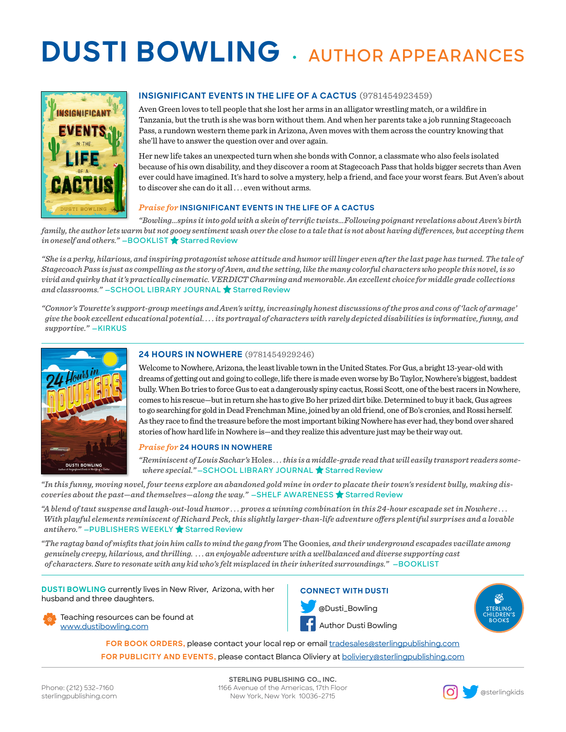# DUSTI BOWLING · AUTHOR APPEARANCES

## INSIGNIFICANT EVENTS IN THE LIFE OF A CACTUS (9781454923459)

Aven Green loves to tell people that she lost her arms in an alligator wrestling match, or a wildfire in Tanzania, but the truth is she was born without them. And when her parents take a job running Stagecoach Pass, a rundown western theme park in Arizona, Aven moves with them across the country knowing that she'll have to answer the question over and over again.

Her new life takes an unexpected turn when she bonds with Connor, a classmate who also feels isolated because of his own disability, and they discover a room at Stagecoach Pass that holds bigger secrets than Aven ever could have imagined. It's hard to solve a mystery, help a friend, and face your worst fears. But Aven's about to discover she can do it all . . . even without arms.

### *Praise for* INSIGNIFICANT EVENTS IN THE LIFE OF A CACTUS

*"Bowling...spins it into gold with a skein of terrific twists...Following poignant revelations about Aven's birth family, the author lets warm but not gooey sentiment wash over the close to a tale that is not about having differences, but accepting them in oneself and others."* –BOOKLIST ★ Starred Review

*"She is a perky, hilarious, and inspiring protagonist whose attitude and humor will linger even after the last page has turned. The tale of Stagecoach Pass is just as compelling as the story of Aven, and the setting, like the many colorful characters who people this novel, is so vivid and quirky that it's practically cinematic. VERDICT Charming and memorable. An excellent choice for middle grade collections and classrooms."* –SCHOOL LIBRARY JOURNAL ★ Starred Review

*"Connor's Tourette's support-group meetings and Aven's witty, increasingly honest discussions of the pros and cons of 'lack of armage' give the book excellent educational potential. . . . its portrayal of characters with rarely depicted disabilities is informative, funny, and supportive."* –KIRKUS

---

## 24 HOURS IN NOWHERE (9781454929246)

Welcome to Nowhere, Arizona, the least livable town in the United States. For Gus, a bright 13-year-old with dreams of getting out and going to college, life there is made even worse by Bo Taylor, Nowhere's biggest, baddest bully. When Bo tries to force Gus to eat a dangerously spiny cactus, Rossi Scott, one of the best racers in Nowhere, comes to his rescue—but in return she has to give Bo her prized dirt bike. Determined to buy it back, Gus agrees to go searching for gold in Dead Frenchman Mine, joined by an old friend, one of Bo's cronies, and Rossi herself. As they race to find the treasure before the most important biking Nowhere has ever had, they bond over shared stories of how hard life in Nowhere is—and they realize this adventure just may be their way out.

### *Praise for* 24 HOURS IN NOWHERE

*"Reminiscent of Louis Sachar's* Holes *. . . this is a middle-grade read that will easily transport readers somewhere special."* –SCHOOL LIBRARY JOURNAL ★ Starred Review

*"In this funny, moving novel, four teens explore an abandoned gold mine in order to placate their town's resident bully, making discoveries about the past—and themselves—along the way."* –SHELF AWARENESS ★ Starred Review

*"A blend of taut suspense and laugh-out-loud humor . . . proves a winning combination in this 24-hour escapade set in Nowhere . . . With playful elements reminiscent of Richard Peck, this slightly larger-than-life adventure offers plentiful surprises and a lovable antihero."* –PUBLISHERS WEEKLY ★ Starred Review

*"The ragtag band of misfits that join him calls to mind the gang from* The Goonies*, and their underground escapades vacillate among genuinely creepy, hilarious, and thrilling. . . . an enjoyable adventure with a wellbalanced and diverse supporting cast of characters. Sure to resonate with any kid who's felt misplaced in their inherited surroundings."* –BOOKLIST

---

**DUSTI BOWLING** currently lives in New River, Arizona, with her husband and three daughters.

Teaching resources can be found at www.dustibowling.com

**CONNECT WITH DUSTI**

@Dusti_Bowling

Author Dusti Bowling

STERLING CHILDREN'S BOOKS

**FOR BOOK ORDERS,** please contact your local rep or email tradesales@sterlingpublishing.com

**FOR PUBLICITY AND EVENTS,** please contact Blanca Oliviery at boliviery@sterlingpublishing.com

---

Phone: (212) 532-7160
sterlingpublishing.com

**STERLING PUBLISHING CO., INC.**
1166 Avenue of the Americas, 17th Floor
New York, New York 10036-2715

@sterlingkids